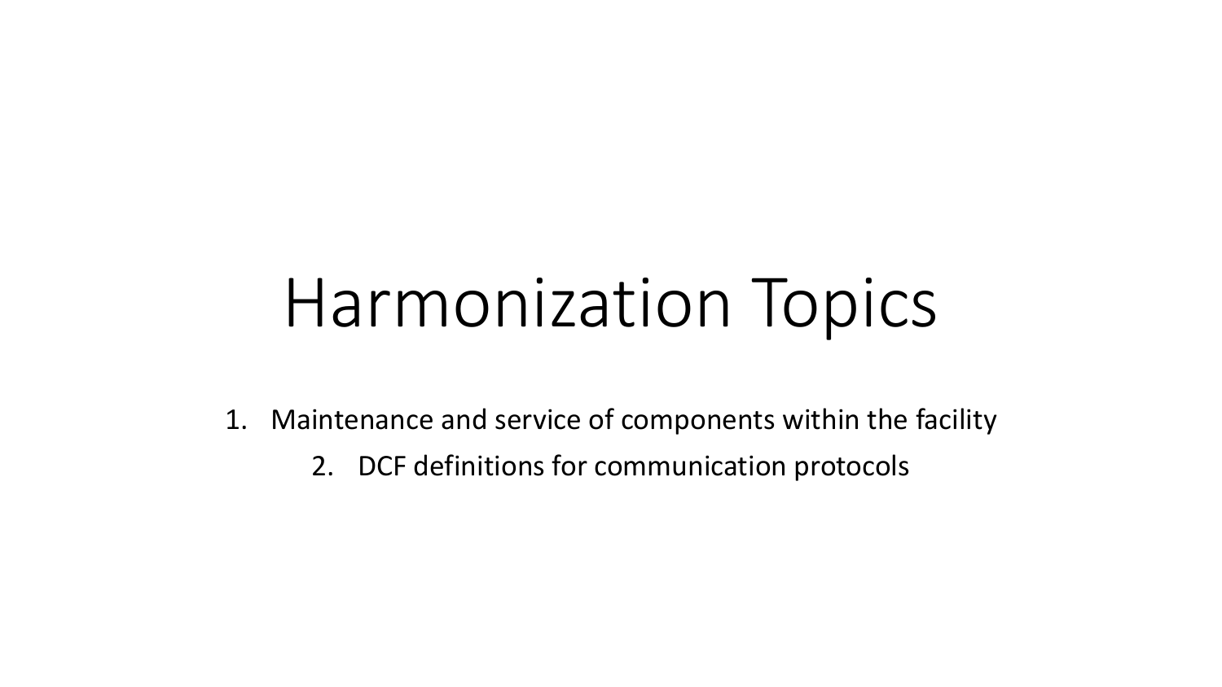# Harmonization Topics

1. Maintenance and service of components within the facility
2. DCF definitions for communication protocols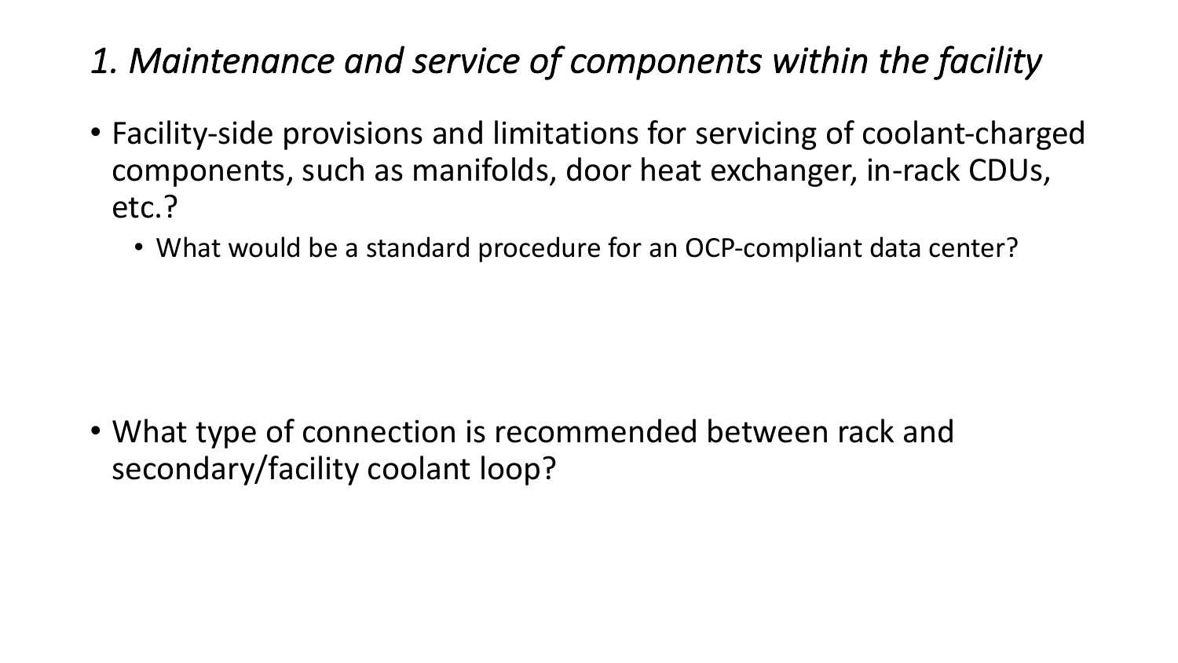# *1. Maintenance and service of components within the facility*

- Facility-side provisions and limitations for servicing of coolant-charged components, such as manifolds, door heat exchanger, in-rack CDUs, etc.?
  - What would be a standard procedure for an OCP-compliant data center?

- What type of connection is recommended between rack and secondary/facility coolant loop?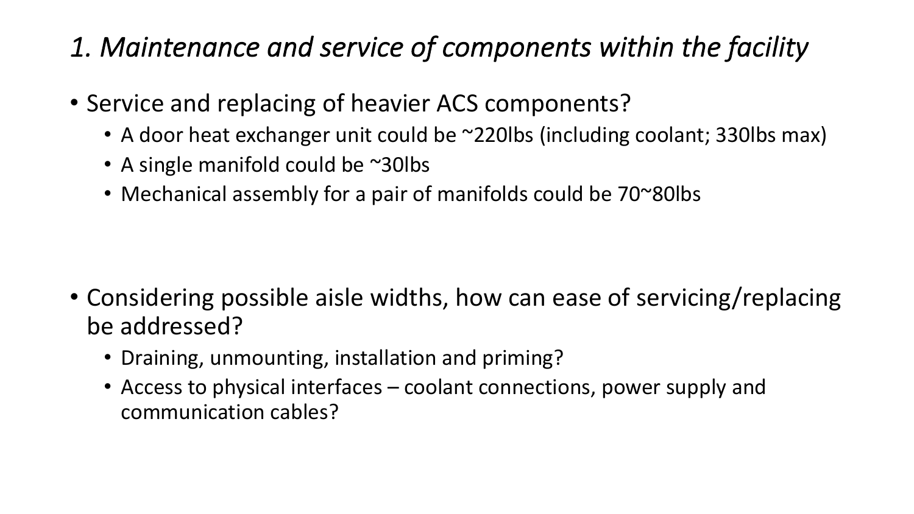# *1. Maintenance and service of components within the facility*

- Service and replacing of heavier ACS components?
  - A door heat exchanger unit could be ~220lbs (including coolant; 330lbs max)
  - A single manifold could be ~30lbs
  - Mechanical assembly for a pair of manifolds could be 70~80lbs

- Considering possible aisle widths, how can ease of servicing/replacing be addressed?
  - Draining, unmounting, installation and priming?
  - Access to physical interfaces – coolant connections, power supply and communication cables?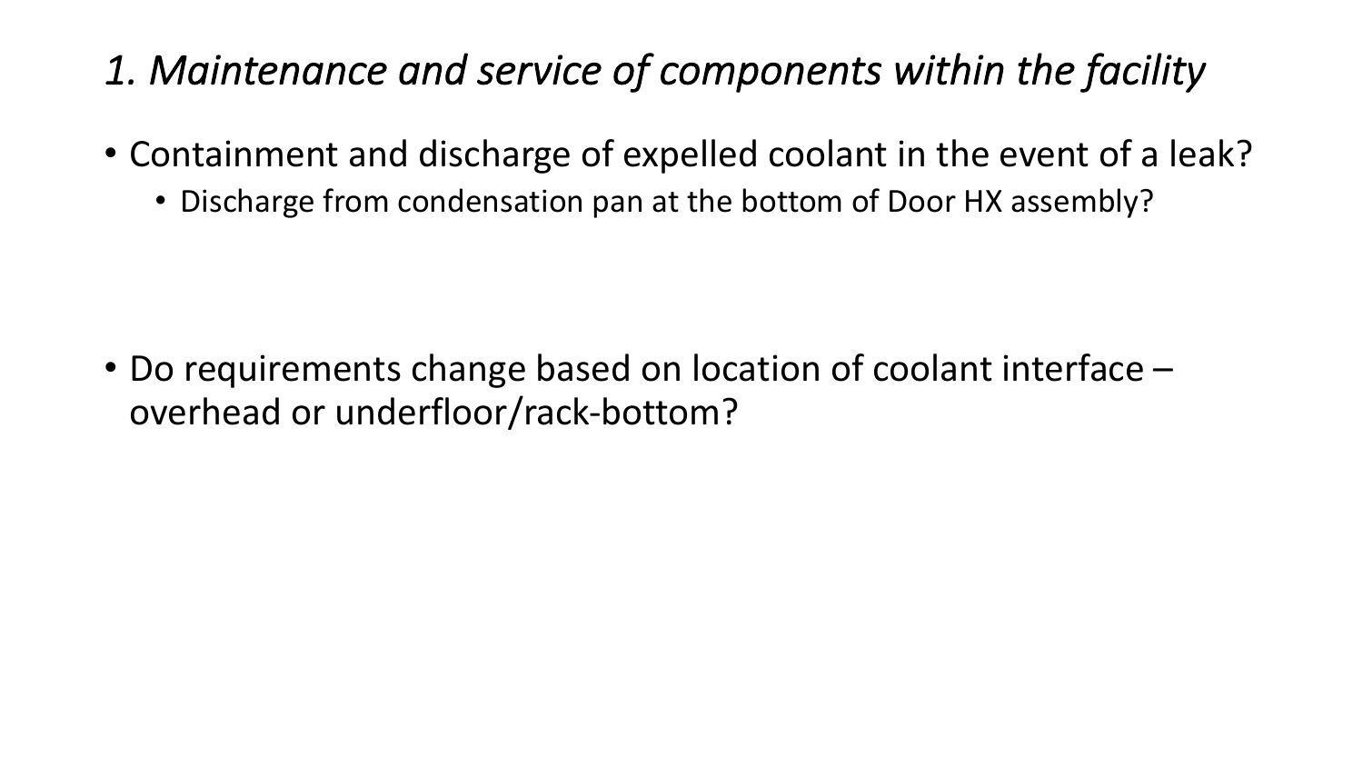# *1. Maintenance and service of components within the facility*

- Containment and discharge of expelled coolant in the event of a leak?
  - Discharge from condensation pan at the bottom of Door HX assembly?

- Do requirements change based on location of coolant interface – overhead or underfloor/rack-bottom?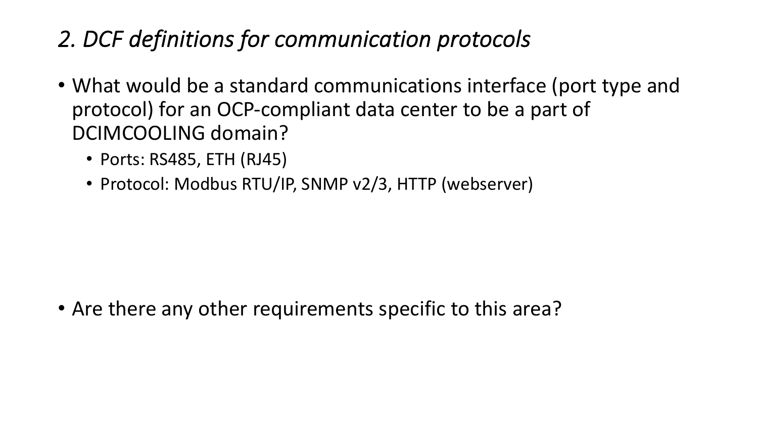## *2. DCF definitions for communication protocols*

- What would be a standard communications interface (port type and protocol) for an OCP-compliant data center to be a part of DCIMCOOLING domain?
  - Ports: RS485, ETH (RJ45)
  - Protocol: Modbus RTU/IP, SNMP v2/3, HTTP (webserver)

- Are there any other requirements specific to this area?